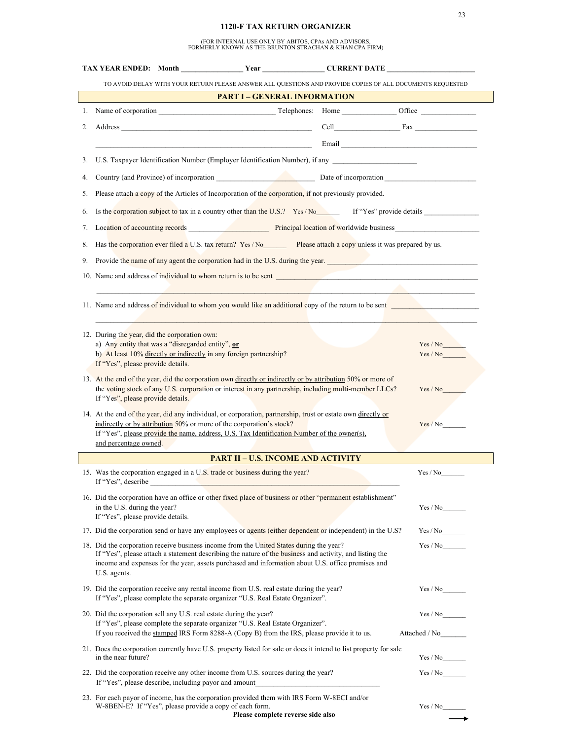# 1120-F TAX RETURN ORGANIZER

(FOR INTERNAL USE ONLY BY ABITOS, CPAs AND ADVISORS, FORMERLY KNOWN AS THE BRUNTON STRACHAN & KHAN CPA FIRM)

**TAX YEAR ENDED: Month ________________ Year ________________ CURRENT DATE ________________________**

TO AVOID DELAY WITH YOUR RETURN PLEASE ANSWER ALL QUESTIONS AND PROVIDE COPIES OF ALL DOCUMENTS REQUESTED

## PART I – GENERAL INFORMATION

1. Name of corporation _______________________________ Telephones: Home ______________ Office ______________
2. Address ___________________________________________________ Cell_________________ Fax ________________

   ___________________________________________________ Email ____________________________________
3. U.S. Taxpayer Identification Number (Employer Identification Number), if any ______________________
4. Country (and Province) of incorporation __________________________ Date of incorporation ________________________
5. Please attach a copy of the Articles of Incorporation of the corporation, if not previously provided.
6. Is the corporation subject to tax in a country other than the U.S.? Yes / No______ If "Yes" provide details ______________
7. Location of accounting records _____________________ Principal location of worldwide business_______________________
8. Has the corporation ever filed a U.S. tax return? Yes / No______ Please attach a copy unless it was prepared by us.
9. Provide the name of any agent the corporation had in the U.S. during the year. ________________________________________
10. Name and address of individual to whom return is to be sent ___________________________________________________

    ___________________________________________________________________________________________________
11. Name and address of individual to whom you would like an additional copy of the return to be sent _______________________

    ___________________________________________________________________________________________________
12. During the year, did the corporation own:
    a) Any entity that was a "disregarded entity", **or** Yes / No______
    b) At least 10% directly or indirectly in any foreign partnership? Yes / No______

    If "Yes", please provide details.
13. At the end of the year, did the corporation own directly or indirectly or by attribution 50% or more of the voting stock of any U.S. corporation or interest in any partnership, including multi-member LLCs? Yes / No______

    If "Yes", please provide details.
14. At the end of the year, did any individual, or corporation, partnership, trust or estate own directly or indirectly or by attribution 50% or more of the corporation's stock? Yes / No______

    If "Yes", please provide the name, address, U.S. Tax Identification Number of the owner(s), and percentage owned.

## PART II – U.S. INCOME AND ACTIVITY

15. Was the corporation engaged in a U.S. trade or business during the year? Yes / No______

    If "Yes", describe ___________________________________________________________________
16. Did the corporation have an office or other fixed place of business or other "permanent establishment" in the U.S. during the year? Yes / No______

    If "Yes", please provide details.
17. Did the corporation send or have any employees or agents (either dependent or independent) in the U.S? Yes / No______
18. Did the corporation receive business income from the United States during the year? Yes / No______

    If "Yes", please attach a statement describing the nature of the business and activity, and listing the income and expenses for the year, assets purchased and information about U.S. office premises and U.S. agents.
19. Did the corporation receive any rental income from U.S. real estate during the year? Yes / No______

    If "Yes", please complete the separate organizer "U.S. Real Estate Organizer".
20. Did the corporation sell any U.S. real estate during the year? Yes / No______

    If "Yes", please complete the separate organizer "U.S. Real Estate Organizer".

    If you received the stamped IRS Form 8288-A (Copy B) from the IRS, please provide it to us. Attached / No_______
21. Does the corporation currently have U.S. property listed for sale or does it intend to list property for sale in the near future? Yes / No______
22. Did the corporation receive any other income from U.S. sources during the year? Yes / No______

    If "Yes", please describe, including payor and amount_________________________________
23. For each payor of income, has the corporation provided them with IRS Form W-8ECI and/or W-8BEN-E? If "Yes", please provide a copy of each form. Yes / No______

**Please complete reverse side also** →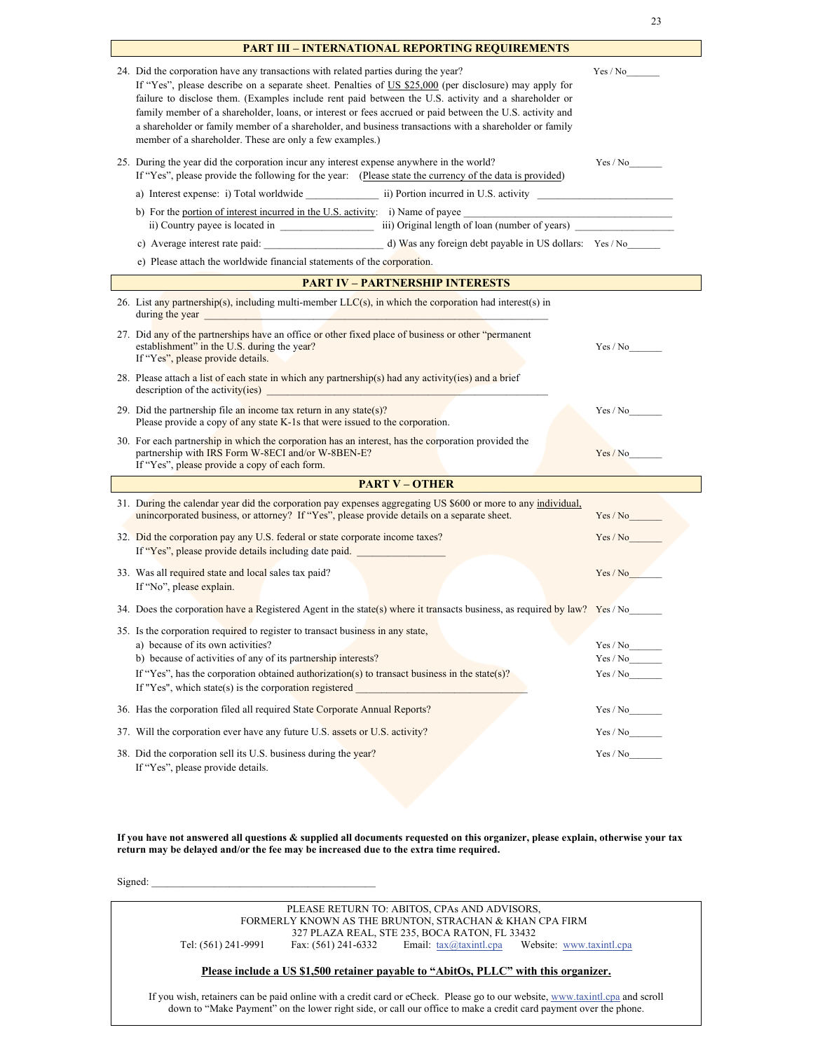## PART III – INTERNATIONAL REPORTING REQUIREMENTS

24. Did the corporation have any transactions with related parties during the year? Yes / No______
    If "Yes", please describe on a separate sheet. Penalties of US $25,000 (per disclosure) may apply for failure to disclose them. (Examples include rent paid between the U.S. activity and a shareholder or family member of a shareholder, loans, or interest or fees accrued or paid between the U.S. activity and a shareholder or family member of a shareholder, and business transactions with a shareholder or family member of a shareholder. These are only a few examples.)

25. During the year did the corporation incur any interest expense anywhere in the world? Yes / No______
    If "Yes", please provide the following for the year: (Please state the currency of the data is provided)
    a) Interest expense: i) Total worldwide ______________ ii) Portion incurred in U.S. activity __________________________
    b) For the portion of interest incurred in the U.S. activity: i) Name of payee ________________________________________
       ii) Country payee is located in _________________ iii) Original length of loan (number of years) ___________________
    c) Average interest rate paid: ______________________ d) Was any foreign debt payable in US dollars: Yes / No______
    e) Please attach the worldwide financial statements of the corporation.

## PART IV – PARTNERSHIP INTERESTS

26. List any partnership(s), including multi-member LLC(s), in which the corporation had interest(s) in during the year _________________________________________________________________

27. Did any of the partnerships have an office or other fixed place of business or other "permanent establishment" in the U.S. during the year? Yes / No______
    If "Yes", please provide details.

28. Please attach a list of each state in which any partnership(s) had any activity(ies) and a brief description of the activity(ies) ______________________________________________________

29. Did the partnership file an income tax return in any state(s)? Yes / No______
    Please provide a copy of any state K-1s that were issued to the corporation.

30. For each partnership in which the corporation has an interest, has the corporation provided the partnership with IRS Form W-8ECI and/or W-8BEN-E? Yes / No______
    If "Yes", please provide a copy of each form.

## PART V – OTHER

31. During the calendar year did the corporation pay expenses aggregating US $600 or more to any individual, unincorporated business, or attorney? If "Yes", please provide details on a separate sheet. Yes / No______

32. Did the corporation pay any U.S. federal or state corporate income taxes? Yes / No______
    If "Yes", please provide details including date paid. ________________

33. Was all required state and local sales tax paid? Yes / No______
    If "No", please explain.

34. Does the corporation have a Registered Agent in the state(s) where it transacts business, as required by law? Yes / No______

35. Is the corporation required to register to transact business in any state,
    a) because of its own activities? Yes / No______
    b) because of activities of any of its partnership interests? Yes / No______
    If "Yes", has the corporation obtained authorization(s) to transact business in the state(s)? Yes / No______
    If "Yes", which state(s) is the corporation registered ________________________________

36. Has the corporation filed all required State Corporate Annual Reports? Yes / No______

37. Will the corporation ever have any future U.S. assets or U.S. activity? Yes / No______

38. Did the corporation sell its U.S. business during the year? Yes / No______
    If "Yes", please provide details.

**If you have not answered all questions & supplied all documents requested on this organizer, please explain, otherwise your tax return may be delayed and/or the fee may be increased due to the extra time required.**

Signed: ___________________________________________

PLEASE RETURN TO: ABITOS, CPAs AND ADVISORS,
FORMERLY KNOWN AS THE BRUNTON, STRACHAN & KHAN CPA FIRM
327 PLAZA REAL, STE 235, BOCA RATON, FL 33432
Tel: (561) 241-9991 Fax: (561) 241-6332 Email: tax@taxintl.cpa Website: www.taxintl.cpa

**Please include a US $1,500 retainer payable to "AbitOs, PLLC" with this organizer.**

If you wish, retainers can be paid online with a credit card or eCheck. Please go to our website, www.taxintl.cpa and scroll down to "Make Payment" on the lower right side, or call our office to make a credit card payment over the phone.